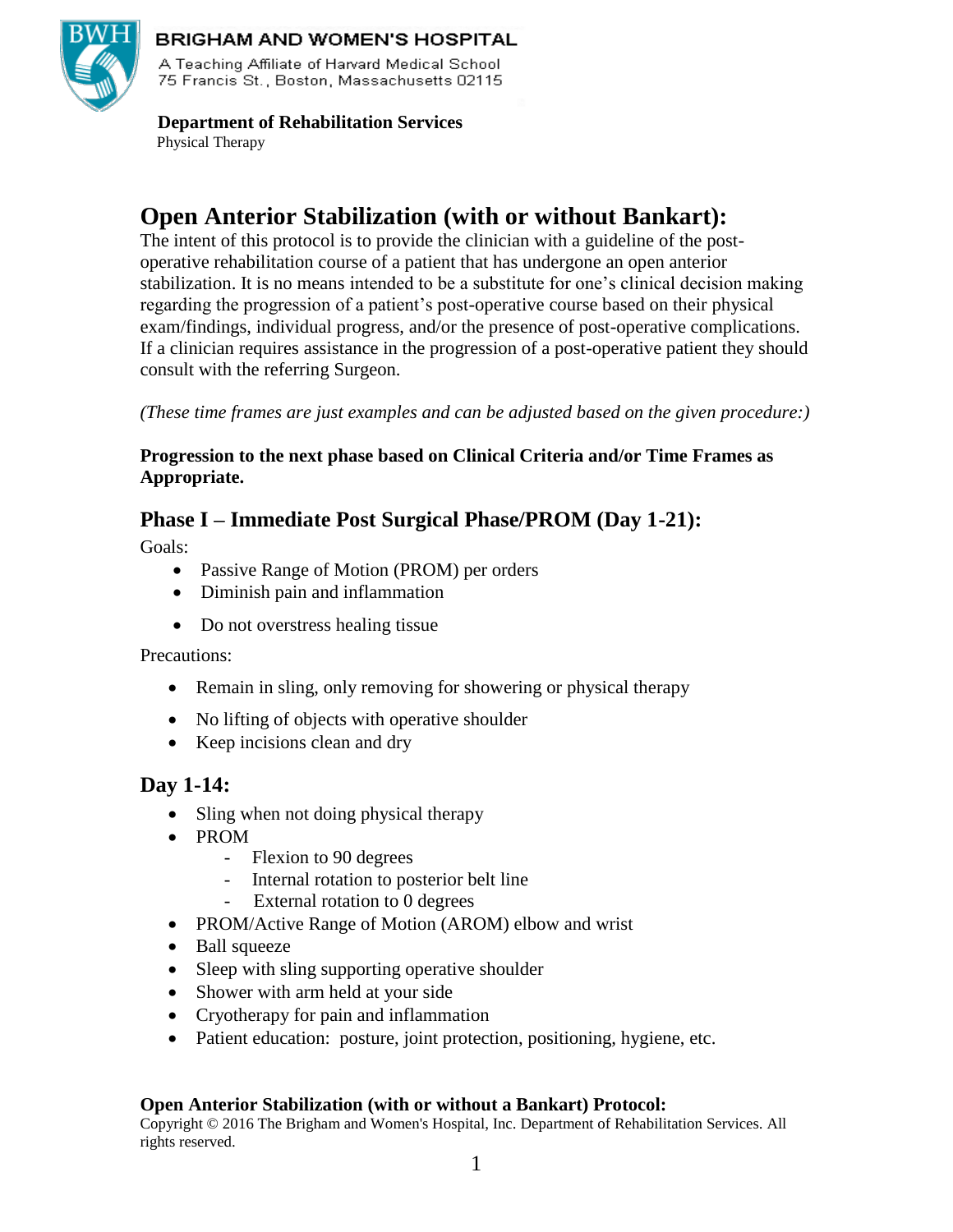BRIGHAM AND WOMEN'S HOSPITAL
A Teaching Affiliate of Harvard Medical School
75 Francis St., Boston, Massachusetts 02115

**Department of Rehabilitation Services**
Physical Therapy

# Open Anterior Stabilization (with or without Bankart):

The intent of this protocol is to provide the clinician with a guideline of the post-operative rehabilitation course of a patient that has undergone an open anterior stabilization. It is no means intended to be a substitute for one's clinical decision making regarding the progression of a patient's post-operative course based on their physical exam/findings, individual progress, and/or the presence of post-operative complications. If a clinician requires assistance in the progression of a post-operative patient they should consult with the referring Surgeon.

*(These time frames are just examples and can be adjusted based on the given procedure:)*

**Progression to the next phase based on Clinical Criteria and/or Time Frames as Appropriate.**

## Phase I – Immediate Post Surgical Phase/PROM (Day 1-21):

Goals:

- Passive Range of Motion (PROM) per orders
- Diminish pain and inflammation
- Do not overstress healing tissue

Precautions:

- Remain in sling, only removing for showering or physical therapy
- No lifting of objects with operative shoulder
- Keep incisions clean and dry

## Day 1-14:

- Sling when not doing physical therapy
- PROM
  - Flexion to 90 degrees
  - Internal rotation to posterior belt line
  - External rotation to 0 degrees
- PROM/Active Range of Motion (AROM) elbow and wrist
- Ball squeeze
- Sleep with sling supporting operative shoulder
- Shower with arm held at your side
- Cryotherapy for pain and inflammation
- Patient education: posture, joint protection, positioning, hygiene, etc.

**Open Anterior Stabilization (with or without a Bankart) Protocol:**
Copyright © 2016 The Brigham and Women's Hospital, Inc. Department of Rehabilitation Services. All rights reserved.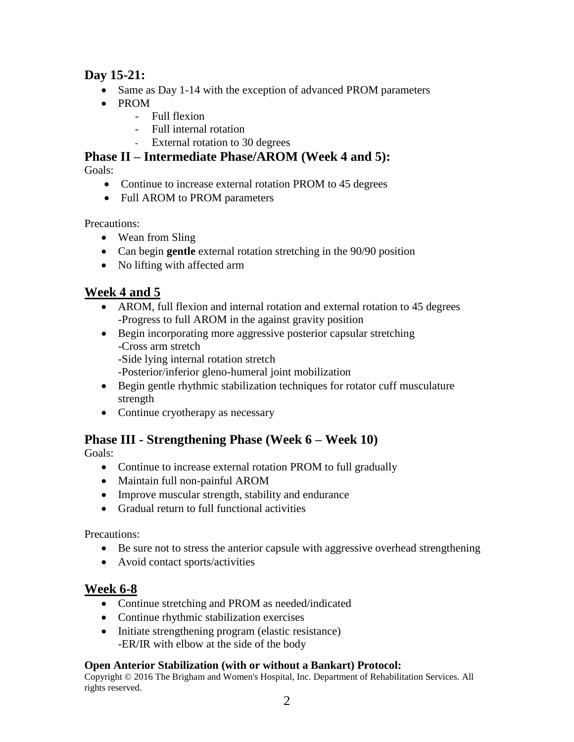## Day 15-21:

- Same as Day 1-14 with the exception of advanced PROM parameters
- PROM
  - Full flexion
  - Full internal rotation
  - External rotation to 30 degrees

## Phase II – Intermediate Phase/AROM (Week 4 and 5):

Goals:

- Continue to increase external rotation PROM to 45 degrees
- Full AROM to PROM parameters

Precautions:

- Wean from Sling
- Can begin **gentle** external rotation stretching in the 90/90 position
- No lifting with affected arm

## Week 4 and 5

- AROM, full flexion and internal rotation and external rotation to 45 degrees
  -Progress to full AROM in the against gravity position
- Begin incorporating more aggressive posterior capsular stretching
  -Cross arm stretch
  -Side lying internal rotation stretch
  -Posterior/inferior gleno-humeral joint mobilization
- Begin gentle rhythmic stabilization techniques for rotator cuff musculature strength
- Continue cryotherapy as necessary

## Phase III - Strengthening Phase (Week 6 – Week 10)

Goals:

- Continue to increase external rotation PROM to full gradually
- Maintain full non-painful AROM
- Improve muscular strength, stability and endurance
- Gradual return to full functional activities

Precautions:

- Be sure not to stress the anterior capsule with aggressive overhead strengthening
- Avoid contact sports/activities

## Week 6-8

- Continue stretching and PROM as needed/indicated
- Continue rhythmic stabilization exercises
- Initiate strengthening program (elastic resistance)
  -ER/IR with elbow at the side of the body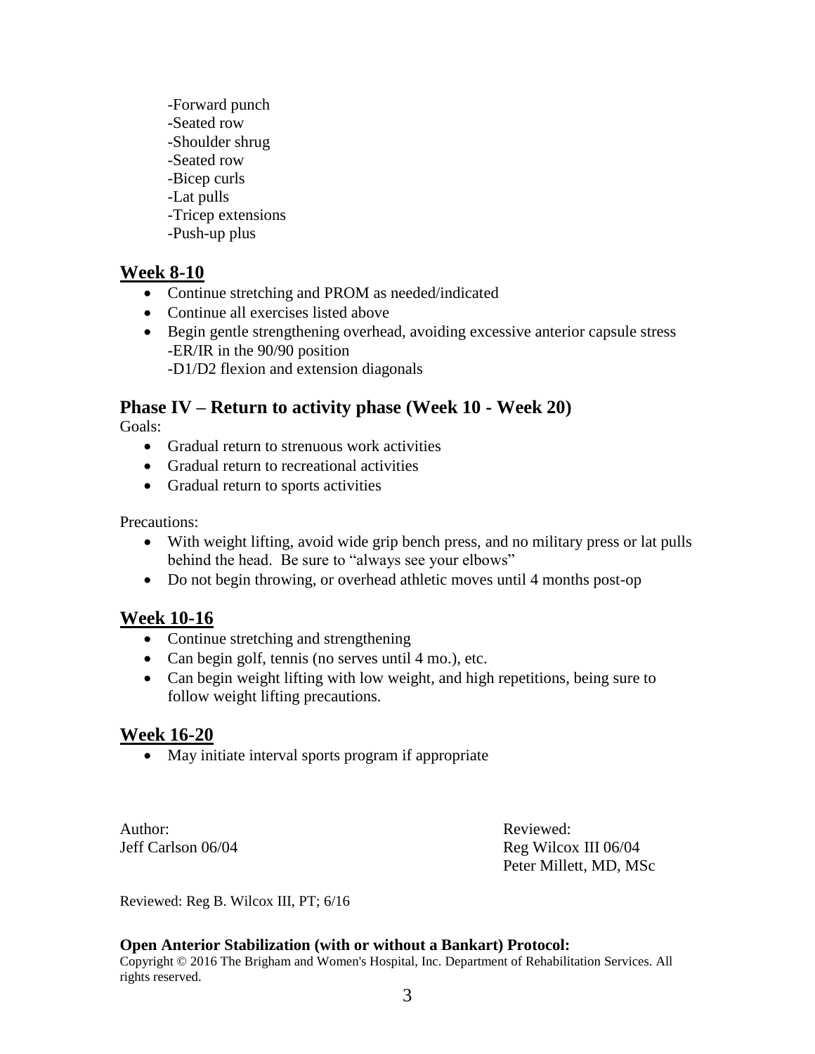-Forward punch
-Seated row
-Shoulder shrug
-Seated row
-Bicep curls
-Lat pulls
-Tricep extensions
-Push-up plus

## Week 8-10

- Continue stretching and PROM as needed/indicated
- Continue all exercises listed above
- Begin gentle strengthening overhead, avoiding excessive anterior capsule stress
  -ER/IR in the 90/90 position
  -D1/D2 flexion and extension diagonals

## Phase IV – Return to activity phase (Week 10 - Week 20)

Goals:

- Gradual return to strenuous work activities
- Gradual return to recreational activities
- Gradual return to sports activities

Precautions:

- With weight lifting, avoid wide grip bench press, and no military press or lat pulls behind the head. Be sure to "always see your elbows"
- Do not begin throwing, or overhead athletic moves until 4 months post-op

## Week 10-16

- Continue stretching and strengthening
- Can begin golf, tennis (no serves until 4 mo.), etc.
- Can begin weight lifting with low weight, and high repetitions, being sure to follow weight lifting precautions.

## Week 16-20

- May initiate interval sports program if appropriate

Author:
Jeff Carlson 06/04

Reviewed:
Reg Wilcox III 06/04
Peter Millett, MD, MSc

Reviewed: Reg B. Wilcox III, PT; 6/16

**Open Anterior Stabilization (with or without a Bankart) Protocol:**
Copyright © 2016 The Brigham and Women's Hospital, Inc. Department of Rehabilitation Services. All rights reserved.